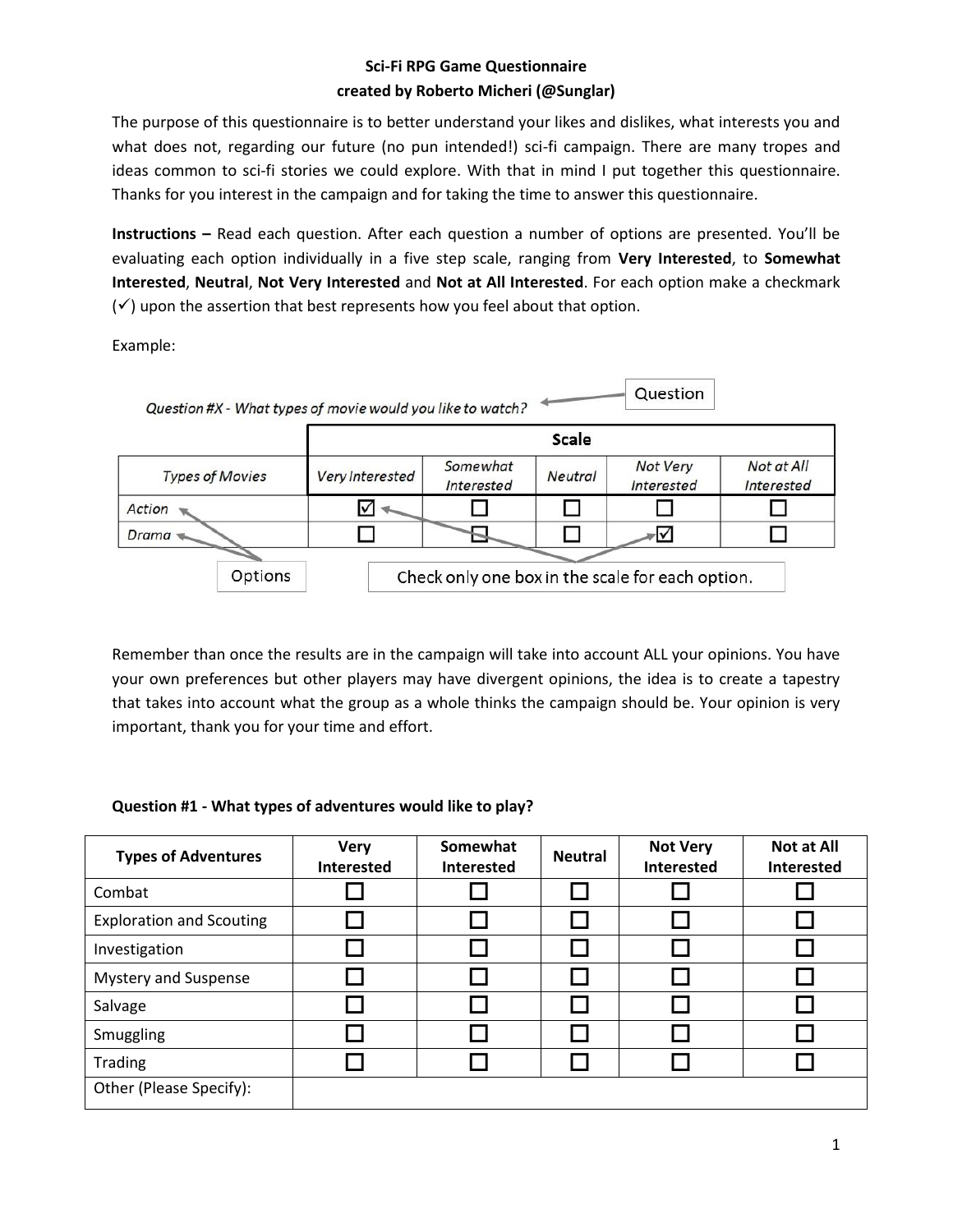**Sci-Fi RPG Game Questionnaire**
**created by Roberto Micheri (@Sunglar)**

The purpose of this questionnaire is to better understand your likes and dislikes, what interests you and what does not, regarding our future (no pun intended!) sci-fi campaign. There are many tropes and ideas common to sci-fi stories we could explore. With that in mind I put together this questionnaire. Thanks for you interest in the campaign and for taking the time to answer this questionnaire.

**Instructions –** Read each question. After each question a number of options are presented. You'll be evaluating each option individually in a five step scale, ranging from **Very Interested**, to **Somewhat Interested**, **Neutral**, **Not Very Interested** and **Not at All Interested**. For each option make a checkmark (✓) upon the assertion that best represents how you feel about that option.

Example:

*Question #X - What types of movie would you like to watch?* ← Question

| | Scale | | | | |
|---|---|---|---|---|---|
| *Types of Movies* | *Very Interested* | *Somewhat Interested* | *Neutral* | *Not Very Interested* | *Not at All Interested* |
| *Action* | ☑ | ☐ | ☐ | ☐ | ☐ |
| *Drama* | ☐ | ☐ | ☐ | ☑ | ☐ |

Options — Check only one box in the scale for each option.

Remember than once the results are in the campaign will take into account ALL your opinions. You have your own preferences but other players may have divergent opinions, the idea is to create a tapestry that takes into account what the group as a whole thinks the campaign should be. Your opinion is very important, thank you for your time and effort.

**Question #1 - What types of adventures would like to play?**

| Types of Adventures | Very Interested | Somewhat Interested | Neutral | Not Very Interested | Not at All Interested |
|---|---|---|---|---|---|
| Combat | ☐ | ☐ | ☐ | ☐ | ☐ |
| Exploration and Scouting | ☐ | ☐ | ☐ | ☐ | ☐ |
| Investigation | ☐ | ☐ | ☐ | ☐ | ☐ |
| Mystery and Suspense | ☐ | ☐ | ☐ | ☐ | ☐ |
| Salvage | ☐ | ☐ | ☐ | ☐ | ☐ |
| Smuggling | ☐ | ☐ | ☐ | ☐ | ☐ |
| Trading | ☐ | ☐ | ☐ | ☐ | ☐ |
| Other (Please Specify): | | | | | |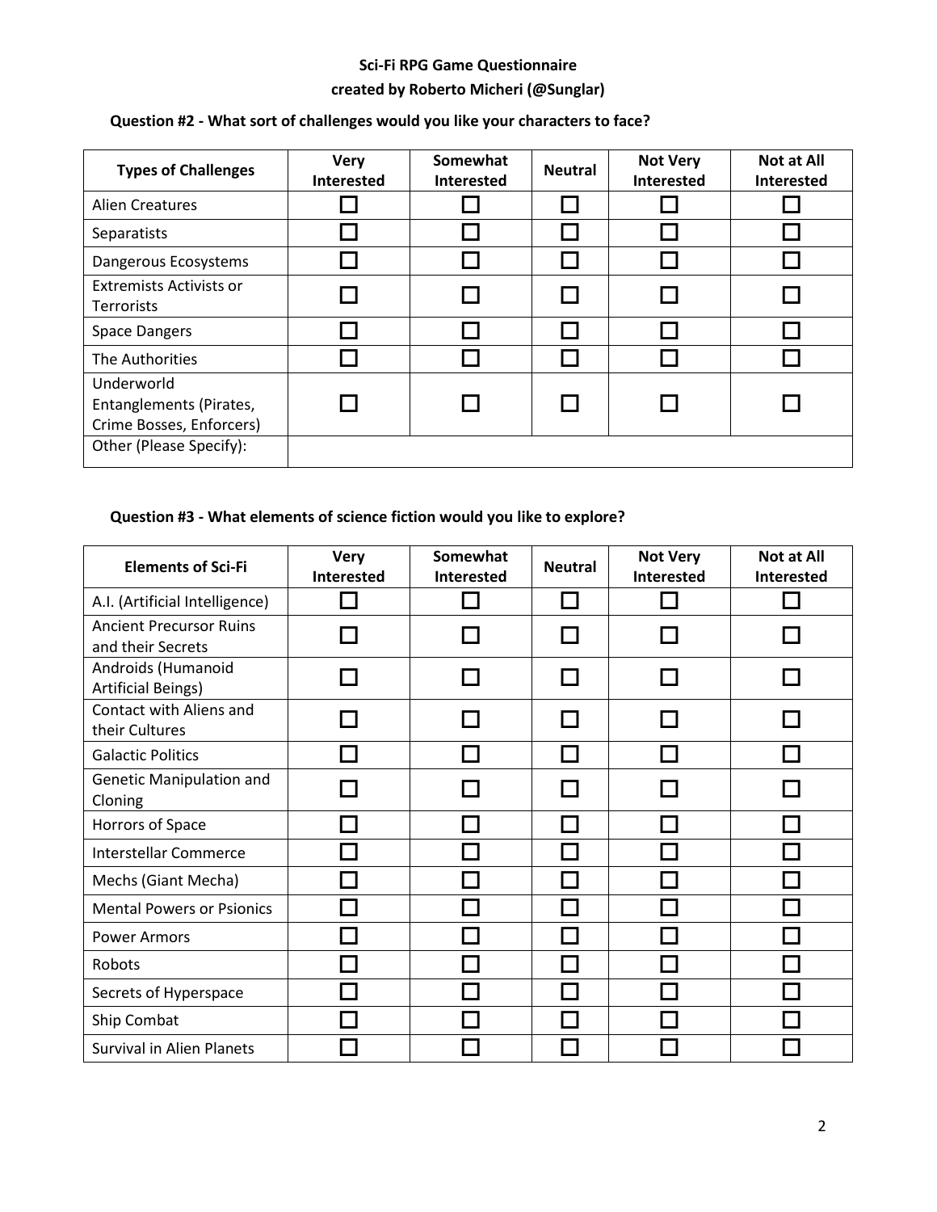**Sci-Fi RPG Game Questionnaire**

**created by Roberto Micheri (@Sunglar)**

**Question #2 - What sort of challenges would you like your characters to face?**

| Types of Challenges | Very Interested | Somewhat Interested | Neutral | Not Very Interested | Not at All Interested |
|---|---|---|---|---|---|
| Alien Creatures | ☐ | ☐ | ☐ | ☐ | ☐ |
| Separatists | ☐ | ☐ | ☐ | ☐ | ☐ |
| Dangerous Ecosystems | ☐ | ☐ | ☐ | ☐ | ☐ |
| Extremists Activists or Terrorists | ☐ | ☐ | ☐ | ☐ | ☐ |
| Space Dangers | ☐ | ☐ | ☐ | ☐ | ☐ |
| The Authorities | ☐ | ☐ | ☐ | ☐ | ☐ |
| Underworld Entanglements (Pirates, Crime Bosses, Enforcers) | ☐ | ☐ | ☐ | ☐ | ☐ |
| Other (Please Specify): | | | | | |

**Question #3 - What elements of science fiction would you like to explore?**

| Elements of Sci-Fi | Very Interested | Somewhat Interested | Neutral | Not Very Interested | Not at All Interested |
|---|---|---|---|---|---|
| A.I. (Artificial Intelligence) | ☐ | ☐ | ☐ | ☐ | ☐ |
| Ancient Precursor Ruins and their Secrets | ☐ | ☐ | ☐ | ☐ | ☐ |
| Androids (Humanoid Artificial Beings) | ☐ | ☐ | ☐ | ☐ | ☐ |
| Contact with Aliens and their Cultures | ☐ | ☐ | ☐ | ☐ | ☐ |
| Galactic Politics | ☐ | ☐ | ☐ | ☐ | ☐ |
| Genetic Manipulation and Cloning | ☐ | ☐ | ☐ | ☐ | ☐ |
| Horrors of Space | ☐ | ☐ | ☐ | ☐ | ☐ |
| Interstellar Commerce | ☐ | ☐ | ☐ | ☐ | ☐ |
| Mechs (Giant Mecha) | ☐ | ☐ | ☐ | ☐ | ☐ |
| Mental Powers or Psionics | ☐ | ☐ | ☐ | ☐ | ☐ |
| Power Armors | ☐ | ☐ | ☐ | ☐ | ☐ |
| Robots | ☐ | ☐ | ☐ | ☐ | ☐ |
| Secrets of Hyperspace | ☐ | ☐ | ☐ | ☐ | ☐ |
| Ship Combat | ☐ | ☐ | ☐ | ☐ | ☐ |
| Survival in Alien Planets | ☐ | ☐ | ☐ | ☐ | ☐ |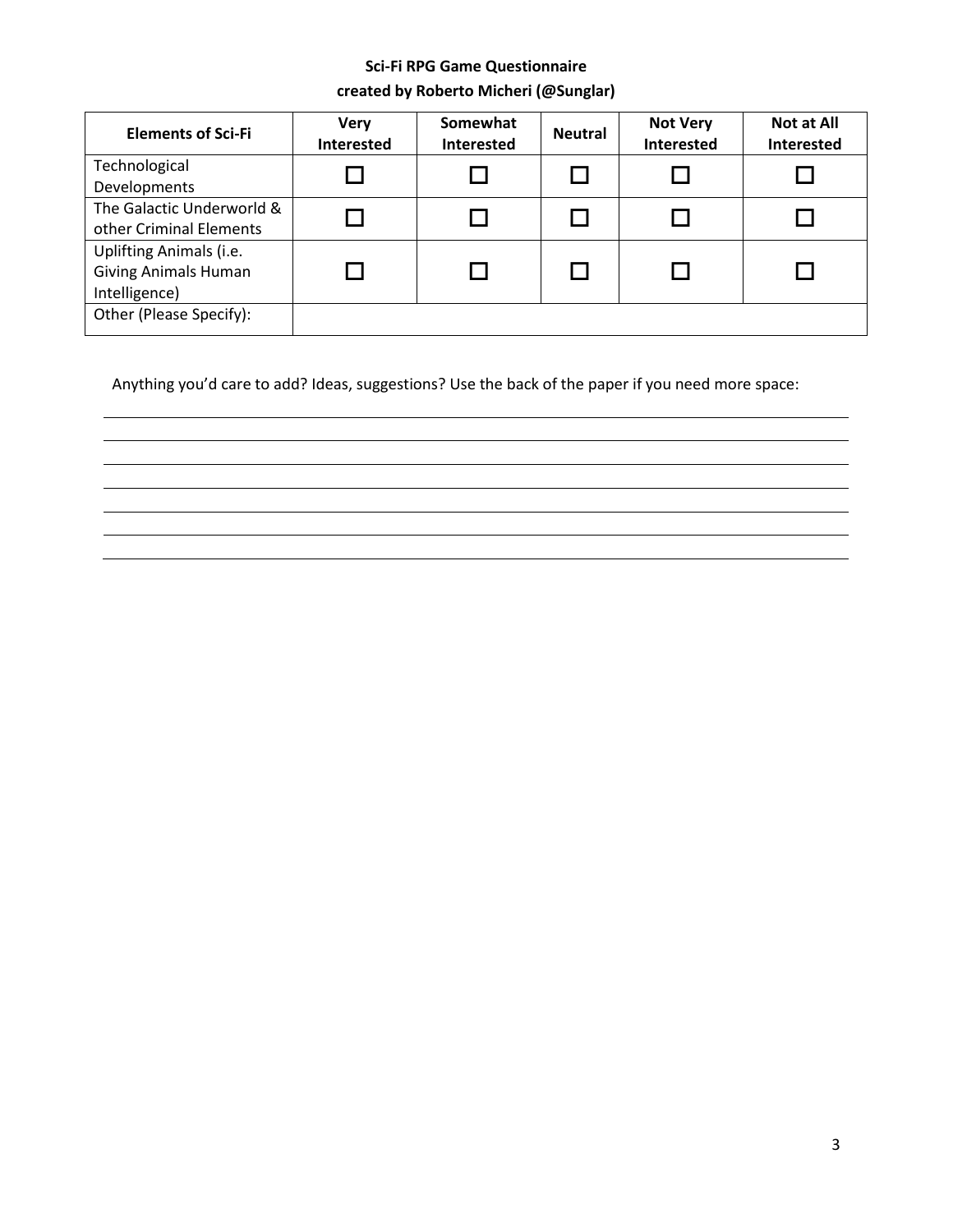**Sci-Fi RPG Game Questionnaire**

**created by Roberto Micheri (@Sunglar)**

| Elements of Sci-Fi | Very Interested | Somewhat Interested | Neutral | Not Very Interested | Not at All Interested |
|---|---|---|---|---|---|
| Technological Developments | ☐ | ☐ | ☐ | ☐ | ☐ |
| The Galactic Underworld & other Criminal Elements | ☐ | ☐ | ☐ | ☐ | ☐ |
| Uplifting Animals (i.e. Giving Animals Human Intelligence) | ☐ | ☐ | ☐ | ☐ | ☐ |
| Other (Please Specify): | | | | | |

Anything you'd care to add? Ideas, suggestions? Use the back of the paper if you need more space:

\_\_\_\_\_\_\_\_\_\_\_\_\_\_\_\_\_\_\_\_\_\_\_\_\_\_\_\_\_\_\_\_\_\_\_\_\_\_\_\_\_\_\_\_\_\_\_\_\_\_\_\_\_\_\_\_\_\_\_\_\_\_\_\_\_\_\_\_\_\_\_\_

\_\_\_\_\_\_\_\_\_\_\_\_\_\_\_\_\_\_\_\_\_\_\_\_\_\_\_\_\_\_\_\_\_\_\_\_\_\_\_\_\_\_\_\_\_\_\_\_\_\_\_\_\_\_\_\_\_\_\_\_\_\_\_\_\_\_\_\_\_\_\_\_

\_\_\_\_\_\_\_\_\_\_\_\_\_\_\_\_\_\_\_\_\_\_\_\_\_\_\_\_\_\_\_\_\_\_\_\_\_\_\_\_\_\_\_\_\_\_\_\_\_\_\_\_\_\_\_\_\_\_\_\_\_\_\_\_\_\_\_\_\_\_\_\_

\_\_\_\_\_\_\_\_\_\_\_\_\_\_\_\_\_\_\_\_\_\_\_\_\_\_\_\_\_\_\_\_\_\_\_\_\_\_\_\_\_\_\_\_\_\_\_\_\_\_\_\_\_\_\_\_\_\_\_\_\_\_\_\_\_\_\_\_\_\_\_\_

\_\_\_\_\_\_\_\_\_\_\_\_\_\_\_\_\_\_\_\_\_\_\_\_\_\_\_\_\_\_\_\_\_\_\_\_\_\_\_\_\_\_\_\_\_\_\_\_\_\_\_\_\_\_\_\_\_\_\_\_\_\_\_\_\_\_\_\_\_\_\_\_

\_\_\_\_\_\_\_\_\_\_\_\_\_\_\_\_\_\_\_\_\_\_\_\_\_\_\_\_\_\_\_\_\_\_\_\_\_\_\_\_\_\_\_\_\_\_\_\_\_\_\_\_\_\_\_\_\_\_\_\_\_\_\_\_\_\_\_\_\_\_\_\_

\_\_\_\_\_\_\_\_\_\_\_\_\_\_\_\_\_\_\_\_\_\_\_\_\_\_\_\_\_\_\_\_\_\_\_\_\_\_\_\_\_\_\_\_\_\_\_\_\_\_\_\_\_\_\_\_\_\_\_\_\_\_\_\_\_\_\_\_\_\_\_\_